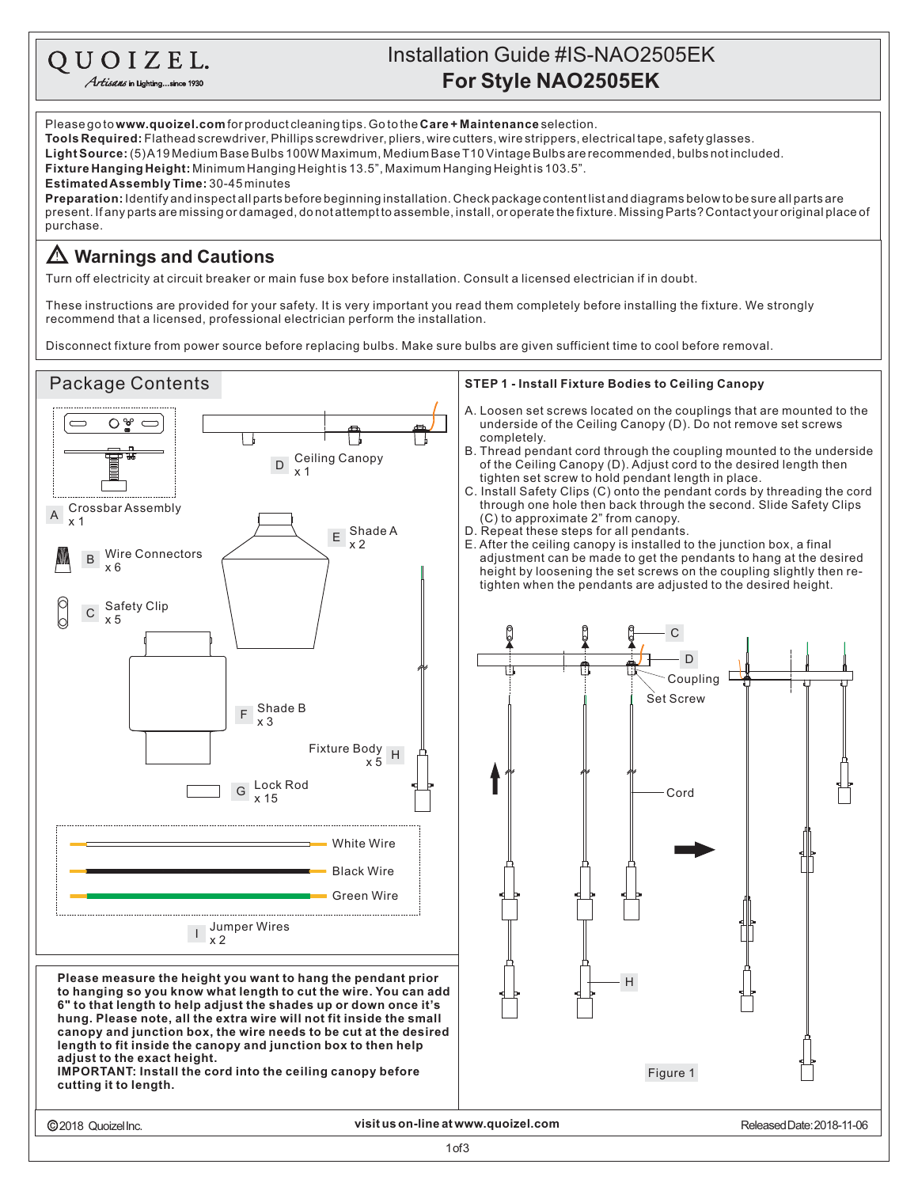QUOIZEL.
*Artisans in Lighting...since 1930*

# Installation Guide #IS-NAO2505EK
## For Style NAO2505EK

Please go to **www.quoizel.com** for product cleaning tips. Go to the **Care + Maintenance** selection.
**Tools Required:** Flathead screwdriver, Phillips screwdriver, pliers, wire cutters, wire strippers, electrical tape, safety glasses.
**Light Source:** (5) A19 Medium Base Bulbs 100W Maximum, Medium Base T10 Vintage Bulbs are recommended, bulbs not included.
**Fixture Hanging Height:** Minimum Hanging Height is 13.5", Maximum Hanging Height is 103.5".
**Estimated Assembly Time:** 30-45 minutes
**Preparation:** Identify and inspect all parts before beginning installation. Check package content list and diagrams below to be sure all parts are present. If any parts are missing or damaged, do not attempt to assemble, install, or operate the fixture. Missing Parts? Contact your original place of purchase.

## ⚠ Warnings and Cautions

Turn off electricity at circuit breaker or main fuse box before installation. Consult a licensed electrician if in doubt.

These instructions are provided for your safety. It is very important you read them completely before installing the fixture. We strongly recommend that a licensed, professional electrician perform the installation.

Disconnect fixture from power source before replacing bulbs. Make sure bulbs are given sufficient time to cool before removal.

## Package Contents

- A Crossbar Assembly x 1
- B Wire Connectors x 6
- C Safety Clip x 5
- D Ceiling Canopy x 1
- E Shade A x 2
- F Shade B x 3
- G Lock Rod x 15
- H Fixture Body x 5
- I Jumper Wires x 2 (White Wire, Black Wire, Green Wire)

**Please measure the height you want to hang the pendant prior to hanging so you know what length to cut the wire. You can add 6" to that length to help adjust the shades up or down once it's hung. Please note, all the extra wire will not fit inside the small canopy and junction box, the wire needs to be cut at the desired length to fit inside the canopy and junction box to then help adjust to the exact height.**
**IMPORTANT: Install the cord into the ceiling canopy before cutting it to length.**

### STEP 1 - Install Fixture Bodies to Ceiling Canopy

A. Loosen set screws located on the couplings that are mounted to the underside of the Ceiling Canopy (D). Do not remove set screws completely.
B. Thread pendant cord through the coupling mounted to the underside of the Ceiling Canopy (D). Adjust cord to the desired length then tighten set screw to hold pendant length in place.
C. Install Safety Clips (C) onto the pendant cords by threading the cord through one hole then back through the second. Slide Safety Clips (C) to approximate 2" from canopy.
D. Repeat these steps for all pendants.
E. After the ceiling canopy is installed to the junction box, a final adjustment can be made to get the pendants to hang at the desired height by loosening the set screws on the coupling slightly then re-tighten when the pendants are adjusted to the desired height.

C, D, Coupling, Set Screw, Cord, H

Figure 1

©2018 Quoizel Inc. visit us on-line at www.quoizel.com Released Date: 2018-11-06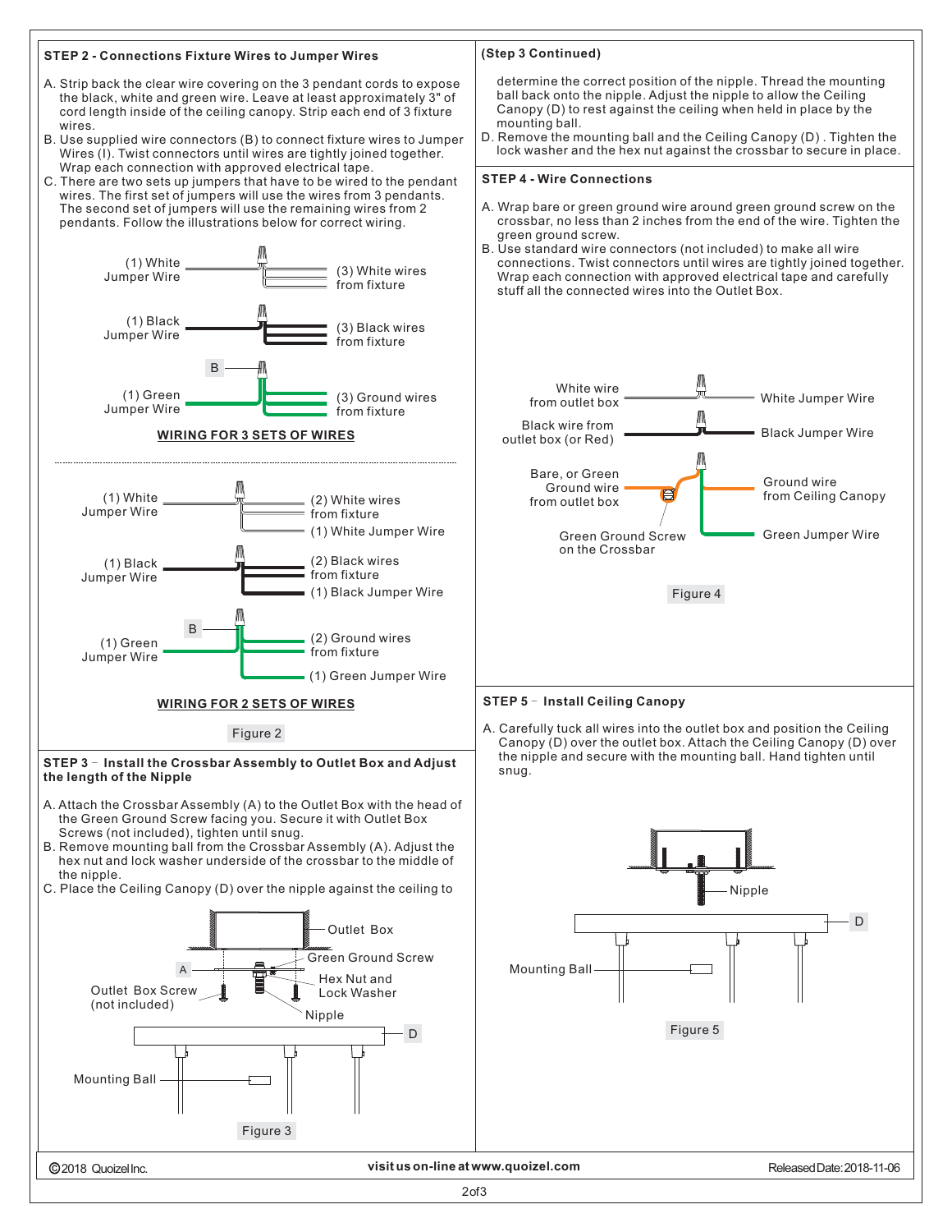## STEP 2 - Connections Fixture Wires to Jumper Wires

A. Strip back the clear wire covering on the 3 pendant cords to expose the black, white and green wire. Leave at least approximately 3" of cord length inside of the ceiling canopy. Strip each end of 3 fixture wires.
B. Use supplied wire connectors (B) to connect fixture wires to Jumper Wires (I). Twist connectors until wires are tightly joined together. Wrap each connection with approved electrical tape.
C. There are two sets up jumpers that have to be wired to the pendant wires. The first set of jumpers will use the wires from 3 pendants. The second set of jumpers will use the remaining wires from 2 pendants. Follow the illustrations below for correct wiring.

(1) White Jumper Wire — (3) White wires from fixture

(1) Black Jumper Wire — (3) Black wires from fixture

B

(1) Green Jumper Wire — (3) Ground wires from fixture

**WIRING FOR 3 SETS OF WIRES**

(1) White Jumper Wire — (2) White wires from fixture — (1) White Jumper Wire

(1) Black Jumper Wire — (2) Black wires from fixture — (1) Black Jumper Wire

B

(1) Green Jumper Wire — (2) Ground wires from fixture — (1) Green Jumper Wire

**WIRING FOR 2 SETS OF WIRES**

Figure 2

## STEP 3 – Install the Crossbar Assembly to Outlet Box and Adjust the length of the Nipple

A. Attach the Crossbar Assembly (A) to the Outlet Box with the head of the Green Ground Screw facing you. Secure it with Outlet Box Screws (not included), tighten until snug.
B. Remove mounting ball from the Crossbar Assembly (A). Adjust the hex nut and lock washer underside of the crossbar to the middle of the nipple.
C. Place the Ceiling Canopy (D) over the nipple against the ceiling to determine the correct position of the nipple. Thread the mounting ball back onto the nipple. Adjust the nipple to allow the Ceiling Canopy (D) to rest against the ceiling when held in place by the mounting ball.
D. Remove the mounting ball and the Ceiling Canopy (D). Tighten the lock washer and the hex nut against the crossbar to secure in place.

Outlet Box; Green Ground Screw; A; Hex Nut and Lock Washer; Outlet Box Screw (not included); Nipple; D; Mounting Ball

Figure 3

## STEP 4 - Wire Connections

A. Wrap bare or green ground wire around green ground screw on the crossbar, no less than 2 inches from the end of the wire. Tighten the green ground screw.
B. Use standard wire connectors (not included) to make all wire connections. Twist connectors until wires are tightly joined together. Wrap each connection with approved electrical tape and carefully stuff all the connected wires into the Outlet Box.

White wire from outlet box — White Jumper Wire

Black wire from outlet box (or Red) — Black Jumper Wire

Bare, or Green Ground wire from outlet box — Ground wire from Ceiling Canopy — Green Jumper Wire

Green Ground Screw on the Crossbar

Figure 4

## STEP 5 – Install Ceiling Canopy

A. Carefully tuck all wires into the outlet box and position the Ceiling Canopy (D) over the outlet box. Attach the Ceiling Canopy (D) over the nipple and secure with the mounting ball. Hand tighten until snug.

Nipple; D; Mounting Ball

Figure 5

©2018 Quoizel Inc. — visit us on-line at www.quoizel.com — Released Date: 2018-11-06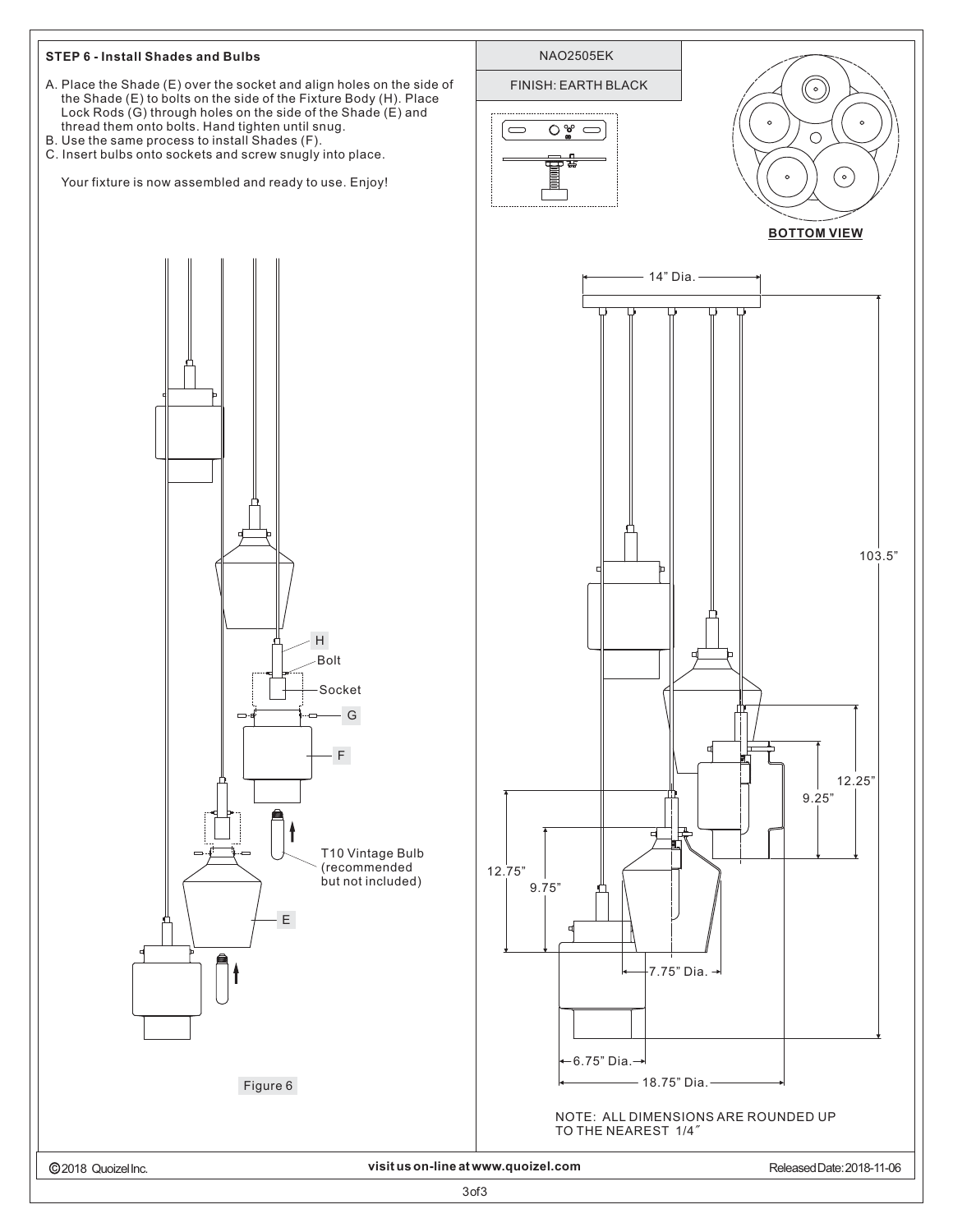## STEP 6 - Install Shades and Bulbs

A. Place the Shade (E) over the socket and align holes on the side of the Shade (E) to bolts on the side of the Fixture Body (H). Place Lock Rods (G) through holes on the side of the Shade (E) and thread them onto bolts. Hand tighten until snug.
B. Use the same process to install Shades (F).
C. Insert bulbs onto sockets and screw snugly into place.

Your fixture is now assembled and ready to use. Enjoy!

H

Bolt

Socket

G

F

T10 Vintage Bulb (recommended but not included)

E

Figure 6

NAO2505EK

FINISH: EARTH BLACK

**BOTTOM VIEW**

14" Dia.

103.5"

12.25"

9.25"

12.75"

9.75"

7.75" Dia.

6.75" Dia.

18.75" Dia.

NOTE: ALL DIMENSIONS ARE ROUNDED UP TO THE NEAREST 1/4″

©2018 Quoizel Inc.

**visit us on-line at www.quoizel.com**

Released Date: 2018-11-06